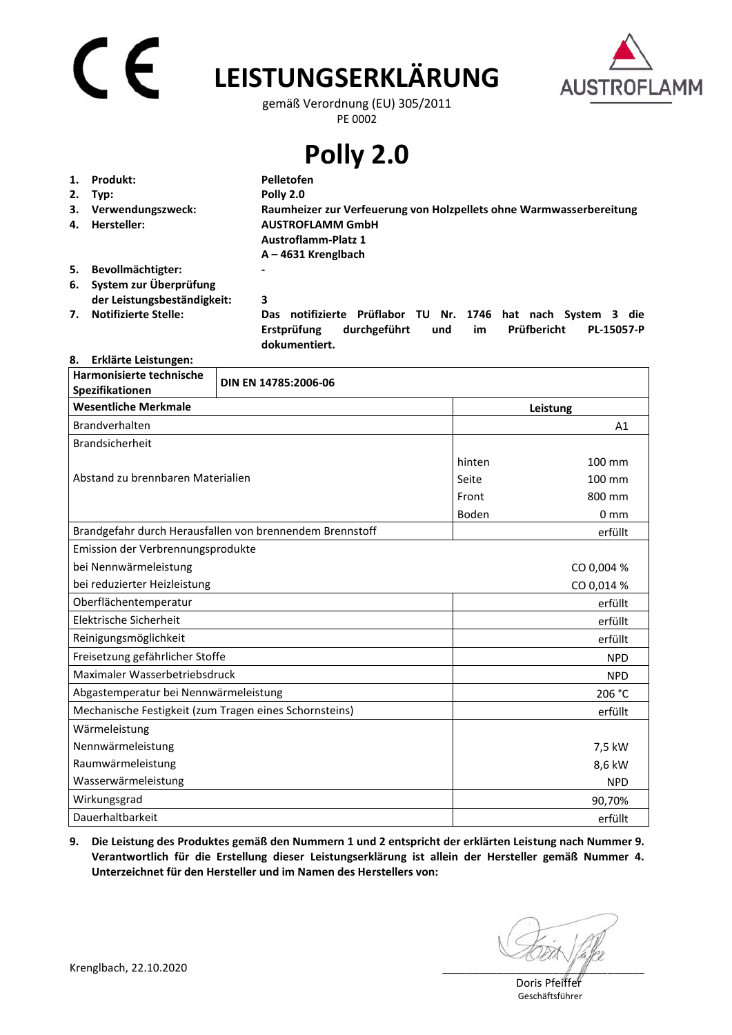# LEISTUNGSERKLÄRUNG

gemäß Verordnung (EU) 305/2011
PE 0002

AUSTROFLAMM

# Polly 2.0

1. **Produkt:** **Pelletofen**
2. **Typ:** **Polly 2.0**
3. **Verwendungszweck:** **Raumheizer zur Verfeuerung von Holzpellets ohne Warmwasserbereitung**
4. **Hersteller:** **AUSTROFLAMM GmbH**
   **Austroflamm-Platz 1**
   **A – 4631 Krenglbach**
5. **Bevollmächtigter:** **-**
6. **System zur Überprüfung der Leistungsbeständigkeit:** **3**
7. **Notifizierte Stelle:** **Das notifizierte Prüflabor TU Nr. 1746 hat nach System 3 die Erstprüfung durchgeführt und im Prüfbericht PL-15057-P dokumentiert.**
8. **Erklärte Leistungen:**

| **Harmonisierte technische Spezifikationen** | **DIN EN 14785:2006-06** | |
|---|---|---|
| **Wesentliche Merkmale** | **Leistung** | |
| Brandverhalten | | A1 |
| Brandsicherheit | | |
| Abstand zu brennbaren Materialien | hinten | 100 mm |
| | Seite | 100 mm |
| | Front | 800 mm |
| | Boden | 0 mm |
| Brandgefahr durch Herausfallen von brennendem Brennstoff | | erfüllt |
| Emission der Verbrennungsprodukte | | |
| bei Nennwärmeleistung | | CO 0,004 % |
| bei reduzierter Heizleistung | | CO 0,014 % |
| Oberflächentemperatur | | erfüllt |
| Elektrische Sicherheit | | erfüllt |
| Reinigungsmöglichkeit | | erfüllt |
| Freisetzung gefährlicher Stoffe | | NPD |
| Maximaler Wasserbetriebsdruck | | NPD |
| Abgastemperatur bei Nennwärmeleistung | | 206 °C |
| Mechanische Festigkeit (zum Tragen eines Schornsteins) | | erfüllt |
| Wärmeleistung | | |
| Nennwärmeleistung | | 7,5 kW |
| Raumwärmeleistung | | 8,6 kW |
| Wasserwärmeleistung | | NPD |
| Wirkungsgrad | | 90,70% |
| Dauerhaltbarkeit | | erfüllt |

9. **Die Leistung des Produktes gemäß den Nummern 1 und 2 entspricht der erklärten Leistung nach Nummer 9. Verantwortlich für die Erstellung dieser Leistungserklärung ist allein der Hersteller gemäß Nummer 4. Unterzeichnet für den Hersteller und im Namen des Herstellers von:**

Krenglbach, 22.10.2020

Doris Pfeiffer
Geschäftsführer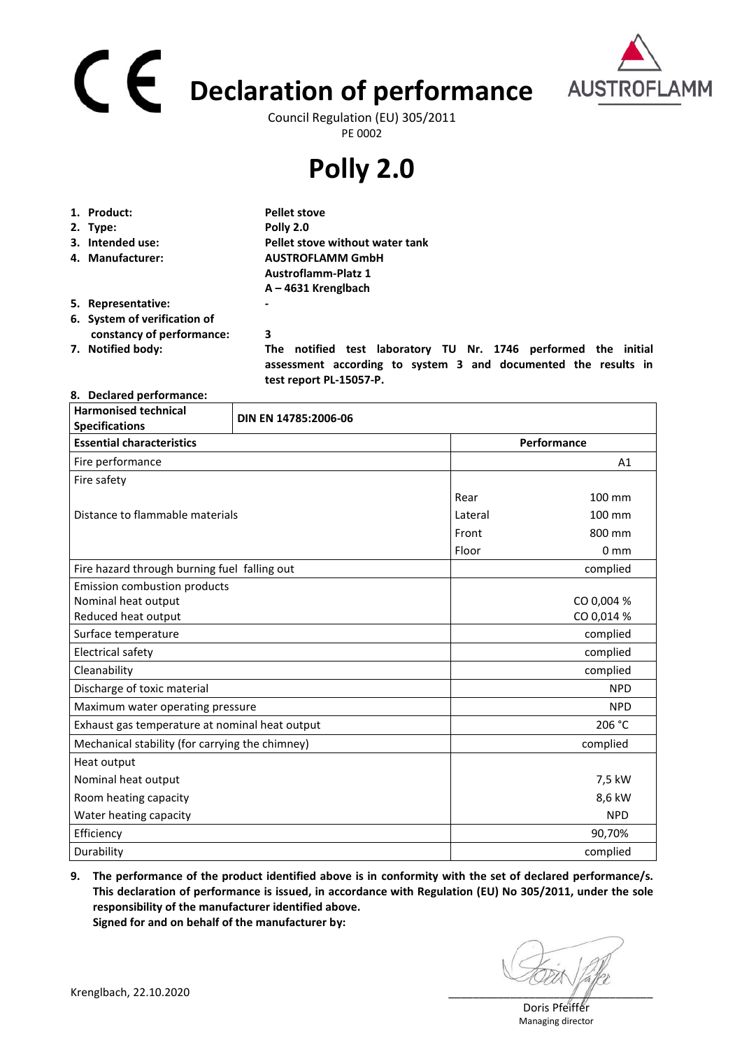# CE Declaration of performance

Council Regulation (EU) 305/2011
PE 0002

# Polly 2.0

1. **Product:** **Pellet stove**
2. **Type:** **Polly 2.0**
3. **Intended use:** **Pellet stove without water tank**
4. **Manufacturer:** **AUSTROFLAMM GmbH**
   **Austroflamm-Platz 1**
   **A – 4631 Krenglbach**
5. **Representative:** **-**
6. **System of verification of constancy of performance:** **3**
7. **Notified body:** **The notified test laboratory TU Nr. 1746 performed the initial assessment according to system 3 and documented the results in test report PL-15057-P.**
8. **Declared performance:**

| **Harmonised technical Specifications** | **DIN EN 14785:2006-06** | |
|---|---|---|
| **Essential characteristics** | **Performance** | |
| Fire performance | | A1 |
| Fire safety | | |
| Distance to flammable materials | Rear | 100 mm |
| | Lateral | 100 mm |
| | Front | 800 mm |
| | Floor | 0 mm |
| Fire hazard through burning fuel falling out | | complied |
| Emission combustion products | | |
| Nominal heat output | | CO 0,004 % |
| Reduced heat output | | CO 0,014 % |
| Surface temperature | | complied |
| Electrical safety | | complied |
| Cleanability | | complied |
| Discharge of toxic material | | NPD |
| Maximum water operating pressure | | NPD |
| Exhaust gas temperature at nominal heat output | | 206 °C |
| Mechanical stability (for carrying the chimney) | | complied |
| Heat output | | |
| Nominal heat output | | 7,5 kW |
| Room heating capacity | | 8,6 kW |
| Water heating capacity | | NPD |
| Efficiency | | 90,70% |
| Durability | | complied |

9. **The performance of the product identified above is in conformity with the set of declared performance/s. This declaration of performance is issued, in accordance with Regulation (EU) No 305/2011, under the sole responsibility of the manufacturer identified above.**
   **Signed for and on behalf of the manufacturer by:**

Krenglbach, 22.10.2020

Doris Pfeiffer
Managing director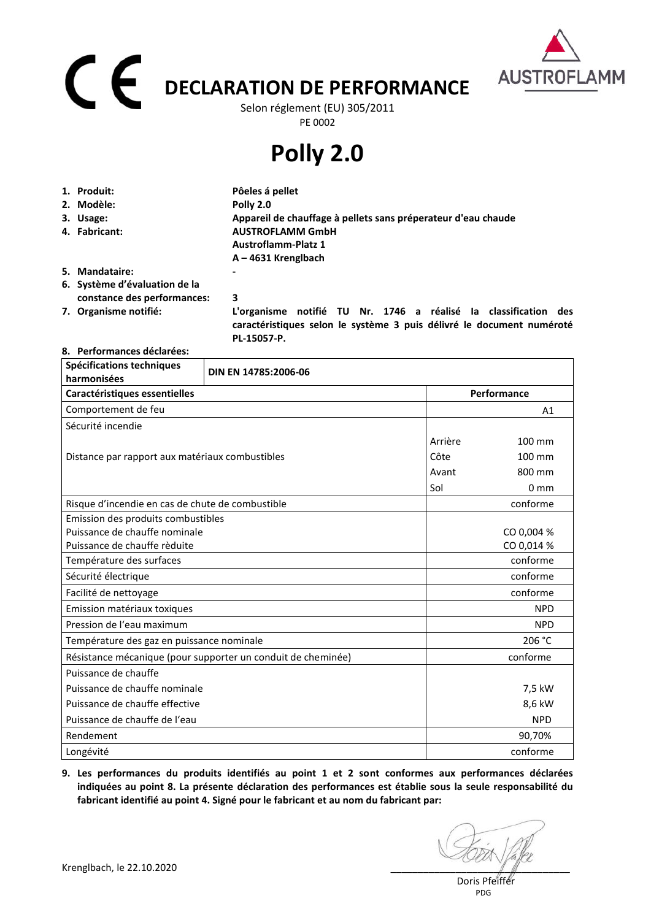# DECLARATION DE PERFORMANCE

Selon réglement (EU) 305/2011

PE 0002

# Polly 2.0

1. **Produit:** **Pôeles á pellet**
2. **Modèle:** **Polly 2.0**
3. **Usage:** **Appareil de chauffage à pellets sans prépérateur d'eau chaude**
4. **Fabricant:** **AUSTROFLAMM GmbH**
   **Austroflamm-Platz 1**
   **A – 4631 Krenglbach**
5. **Mandataire:** **-**
6. **Système d'évaluation de la constance des performances:** **3**
7. **Organisme notifié:** **L'organisme notifié TU Nr. 1746 a réalisé la classification des caractéristiques selon le système 3 puis délivré le document numéroté PL-15057-P.**
8. **Performances déclarées:**

| **Spécifications techniques harmonisées** | **DIN EN 14785:2006-06** | |
|---|---|---|
| **Caractéristiques essentielles** | **Performance** | |
| Comportement de feu | | A1 |
| Sécurité incendie | | |
| Distance par rapport aux matériaux combustibles | Arrière | 100 mm |
| | Côte | 100 mm |
| | Avant | 800 mm |
| | Sol | 0 mm |
| Risque d'incendie en cas de chute de combustible | | conforme |
| Emission des produits combustibles | | |
| Puissance de chauffe nominale | | CO 0,004 % |
| Puissance de chauffe rèduite | | CO 0,014 % |
| Température des surfaces | | conforme |
| Sécurité électrique | | conforme |
| Facilité de nettoyage | | conforme |
| Emission matériaux toxiques | | NPD |
| Pression de l'eau maximum | | NPD |
| Température des gaz en puissance nominale | | 206 °C |
| Résistance mécanique (pour supporter un conduit de cheminée) | | conforme |
| Puissance de chauffe | | |
| Puissance de chauffe nominale | | 7,5 kW |
| Puissance de chauffe effective | | 8,6 kW |
| Puissance de chauffe de l'eau | | NPD |
| Rendement | | 90,70% |
| Longévité | | conforme |

9. **Les performances du produits identifiés au point 1 et 2 sont conformes aux performances déclarées indiquées au point 8. La présente déclaration des performances est établie sous la seule responsabilité du fabricant identifié au point 4. Signé pour le fabricant et au nom du fabricant par:**

Krenglbach, le 22.10.2020

Doris Pfeiffer
PDG